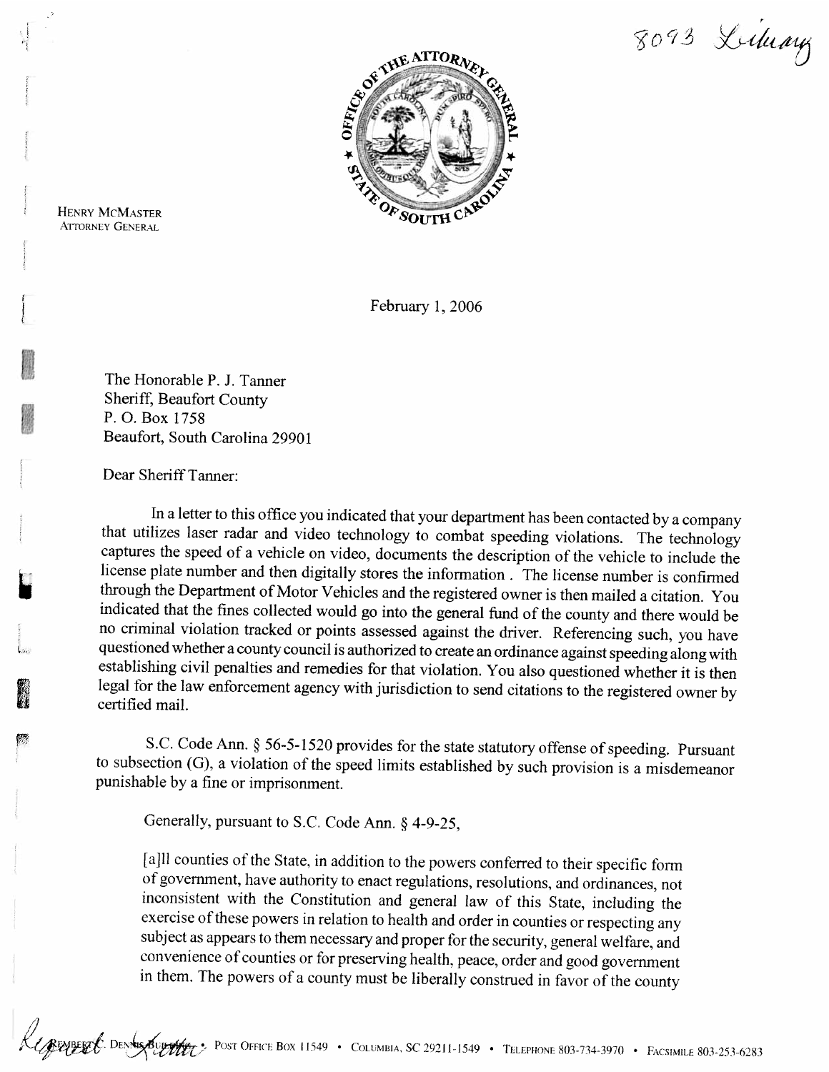8093 Library

HENRY MCMASTER
ATTORNEY GENERAL

February 1, 2006

The Honorable P. J. Tanner
Sheriff, Beaufort County
P. O. Box 1758
Beaufort, South Carolina 29901

Dear Sheriff Tanner:

In a letter to this office you indicated that your department has been contacted by a company that utilizes laser radar and video technology to combat speeding violations. The technology captures the speed of a vehicle on video, documents the description of the vehicle to include the license plate number and then digitally stores the information . The license number is confirmed through the Department of Motor Vehicles and the registered owner is then mailed a citation. You indicated that the fines collected would go into the general fund of the county and there would be no criminal violation tracked or points assessed against the driver. Referencing such, you have questioned whether a county council is authorized to create an ordinance against speeding along with establishing civil penalties and remedies for that violation. You also questioned whether it is then legal for the law enforcement agency with jurisdiction to send citations to the registered owner by certified mail.

S.C. Code Ann. § 56-5-1520 provides for the state statutory offense of speeding. Pursuant to subsection (G), a violation of the speed limits established by such provision is a misdemeanor punishable by a fine or imprisonment.

Generally, pursuant to S.C. Code Ann. § 4-9-25,

> [a]ll counties of the State, in addition to the powers conferred to their specific form of government, have authority to enact regulations, resolutions, and ordinances, not inconsistent with the Constitution and general law of this State, including the exercise of these powers in relation to health and order in counties or respecting any subject as appears to them necessary and proper for the security, general welfare, and convenience of counties or for preserving health, peace, order and good government in them. The powers of a county must be liberally construed in favor of the county

Request C. Dennis Building • Post Office Box 11549 • Columbia, SC 29211-1549 • Telephone 803-734-3970 • Facsimile 803-253-6283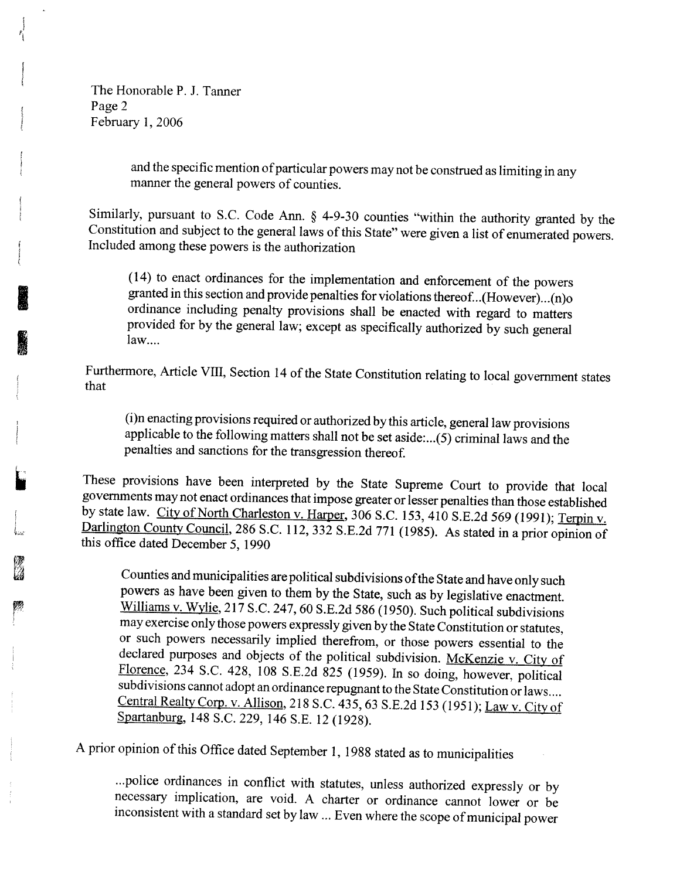and the specific mention of particular powers may not be construed as limiting in any manner the general powers of counties.

Similarly, pursuant to S.C. Code Ann. § 4-9-30 counties "within the authority granted by the Constitution and subject to the general laws of this State" were given a list of enumerated powers. Included among these powers is the authorization

> (14) to enact ordinances for the implementation and enforcement of the powers granted in this section and provide penalties for violations thereof...(However)...(n)o ordinance including penalty provisions shall be enacted with regard to matters provided for by the general law; except as specifically authorized by such general law....

Furthermore, Article VIII, Section 14 of the State Constitution relating to local government states that

> (i)n enacting provisions required or authorized by this article, general law provisions applicable to the following matters shall not be set aside:...(5) criminal laws and the penalties and sanctions for the transgression thereof.

These provisions have been interpreted by the State Supreme Court to provide that local governments may not enact ordinances that impose greater or lesser penalties than those established by state law. City of North Charleston v. Harper, 306 S.C. 153, 410 S.E.2d 569 (1991); Terpin v. Darlington County Council, 286 S.C. 112, 332 S.E.2d 771 (1985). As stated in a prior opinion of this office dated December 5, 1990

> Counties and municipalities are political subdivisions of the State and have only such powers as have been given to them by the State, such as by legislative enactment. Williams v. Wylie, 217 S.C. 247, 60 S.E.2d 586 (1950). Such political subdivisions may exercise only those powers expressly given by the State Constitution or statutes, or such powers necessarily implied therefrom, or those powers essential to the declared purposes and objects of the political subdivision. McKenzie v. City of Florence, 234 S.C. 428, 108 S.E.2d 825 (1959). In so doing, however, political subdivisions cannot adopt an ordinance repugnant to the State Constitution or laws.... Central Realty Corp. v. Allison, 218 S.C. 435, 63 S.E.2d 153 (1951); Law v. City of Spartanburg, 148 S.C. 229, 146 S.E. 12 (1928).

A prior opinion of this Office dated September 1, 1988 stated as to municipalities

> ...police ordinances in conflict with statutes, unless authorized expressly or by necessary implication, are void. A charter or ordinance cannot lower or be inconsistent with a standard set by law ... Even where the scope of municipal power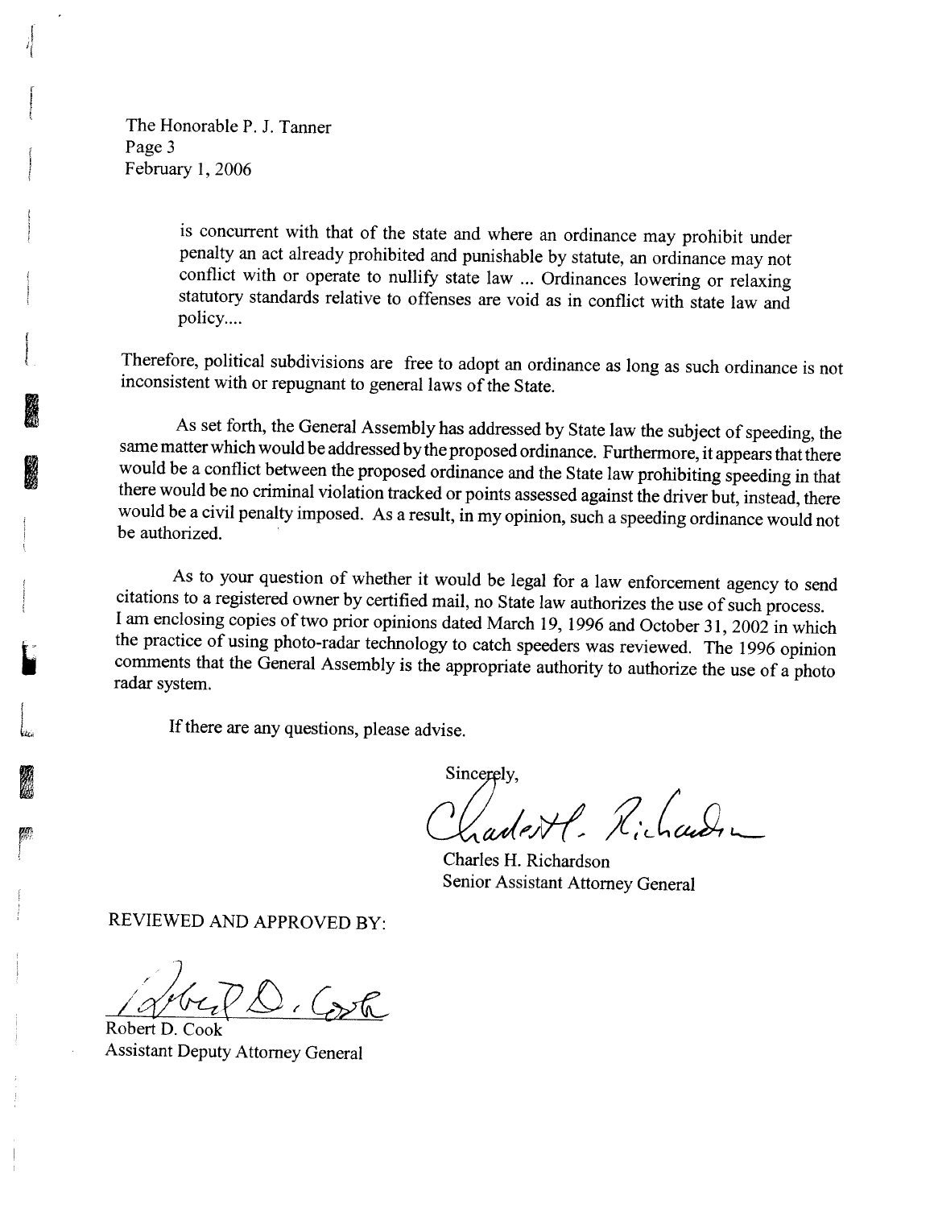The Honorable P. J. Tanner
Page 3
February 1, 2006

> is concurrent with that of the state and where an ordinance may prohibit under penalty an act already prohibited and punishable by statute, an ordinance may not conflict with or operate to nullify state law ... Ordinances lowering or relaxing statutory standards relative to offenses are void as in conflict with state law and policy....

Therefore, political subdivisions are free to adopt an ordinance as long as such ordinance is not inconsistent with or repugnant to general laws of the State.

As set forth, the General Assembly has addressed by State law the subject of speeding, the same matter which would be addressed by the proposed ordinance. Furthermore, it appears that there would be a conflict between the proposed ordinance and the State law prohibiting speeding in that there would be no criminal violation tracked or points assessed against the driver but, instead, there would be a civil penalty imposed. As a result, in my opinion, such a speeding ordinance would not be authorized.

As to your question of whether it would be legal for a law enforcement agency to send citations to a registered owner by certified mail, no State law authorizes the use of such process. I am enclosing copies of two prior opinions dated March 19, 1996 and October 31, 2002 in which the practice of using photo-radar technology to catch speeders was reviewed. The 1996 opinion comments that the General Assembly is the appropriate authority to authorize the use of a photo radar system.

If there are any questions, please advise.

Sincerely,

Charles H. Richardson
Senior Assistant Attorney General

REVIEWED AND APPROVED BY:

Robert D. Cook
Assistant Deputy Attorney General